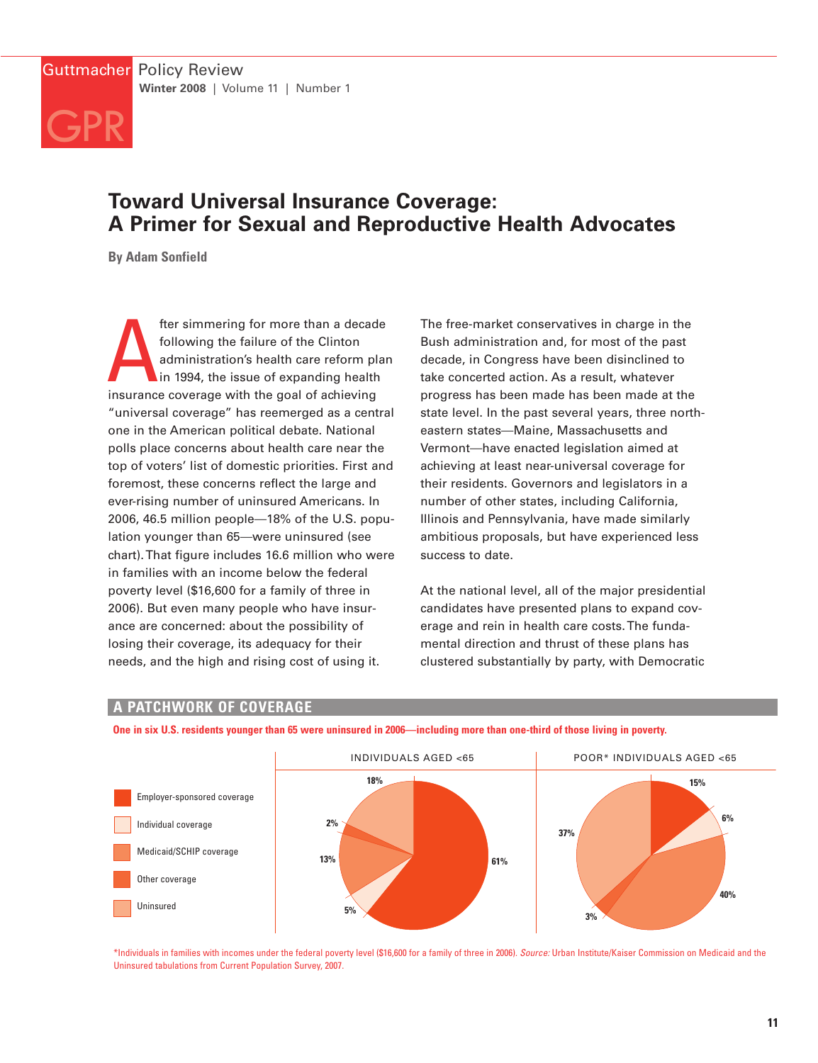# Toward Universal Insurance Coverage: A Primer for Sexual and Reproductive Health Advocates

**By Adam Sonfield**

After simmering for more than a decade following the failure of the Clinton administration's health care reform plan in 1994, the issue of expanding health insurance coverage with the goal of achieving "universal coverage" has reemerged as a central one in the American political debate. National polls place concerns about health care near the top of voters' list of domestic priorities. First and foremost, these concerns reflect the large and ever-rising number of uninsured Americans. In 2006, 46.5 million people—18% of the U.S. population younger than 65—were uninsured (see chart). That figure includes 16.6 million who were in families with an income below the federal poverty level ($16,600 for a family of three in 2006). But even many people who have insurance are concerned: about the possibility of losing their coverage, its adequacy for their needs, and the high and rising cost of using it.

The free-market conservatives in charge in the Bush administration and, for most of the past decade, in Congress have been disinclined to take concerted action. As a result, whatever progress has been made has been made at the state level. In the past several years, three northeastern states—Maine, Massachusetts and Vermont—have enacted legislation aimed at achieving at least near-universal coverage for their residents. Governors and legislators in a number of other states, including California, Illinois and Pennsylvania, have made similarly ambitious proposals, but have experienced less success to date.

At the national level, all of the major presidential candidates have presented plans to expand coverage and rein in health care costs. The fundamental direction and thrust of these plans has clustered substantially by party, with Democratic

## A PATCHWORK OF COVERAGE

**One in six U.S. residents younger than 65 were uninsured in 2006—including more than one-third of those living in poverty.**

Employer-sponsored coverage
Individual coverage
Medicaid/SCHIP coverage
Other coverage
Uninsured

INDIVIDUALS AGED <65

18%
2%
13%
5%
61%

POOR* INDIVIDUALS AGED <65

15%
6%
37%
40%
3%

*Individuals in families with incomes under the federal poverty level ($16,600 for a family of three in 2006). *Source:* Urban Institute/Kaiser Commission on Medicaid and the Uninsured tabulations from Current Population Survey, 2007.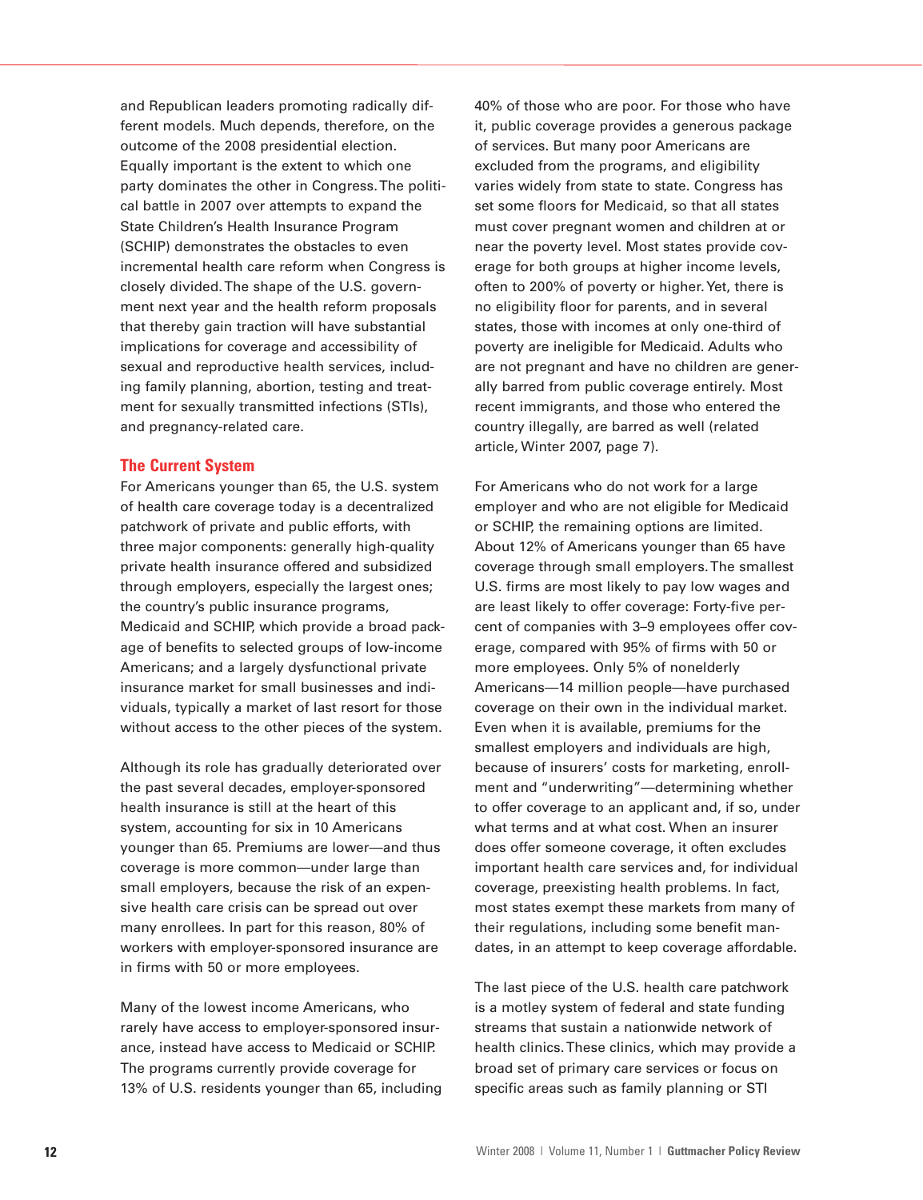and Republican leaders promoting radically different models. Much depends, therefore, on the outcome of the 2008 presidential election. Equally important is the extent to which one party dominates the other in Congress. The political battle in 2007 over attempts to expand the State Children's Health Insurance Program (SCHIP) demonstrates the obstacles to even incremental health care reform when Congress is closely divided. The shape of the U.S. government next year and the health reform proposals that thereby gain traction will have substantial implications for coverage and accessibility of sexual and reproductive health services, including family planning, abortion, testing and treatment for sexually transmitted infections (STIs), and pregnancy-related care.

## The Current System

For Americans younger than 65, the U.S. system of health care coverage today is a decentralized patchwork of private and public efforts, with three major components: generally high-quality private health insurance offered and subsidized through employers, especially the largest ones; the country's public insurance programs, Medicaid and SCHIP, which provide a broad package of benefits to selected groups of low-income Americans; and a largely dysfunctional private insurance market for small businesses and individuals, typically a market of last resort for those without access to the other pieces of the system.

Although its role has gradually deteriorated over the past several decades, employer-sponsored health insurance is still at the heart of this system, accounting for six in 10 Americans younger than 65. Premiums are lower—and thus coverage is more common—under large than small employers, because the risk of an expensive health care crisis can be spread out over many enrollees. In part for this reason, 80% of workers with employer-sponsored insurance are in firms with 50 or more employees.

Many of the lowest income Americans, who rarely have access to employer-sponsored insurance, instead have access to Medicaid or SCHIP. The programs currently provide coverage for 13% of U.S. residents younger than 65, including 40% of those who are poor. For those who have it, public coverage provides a generous package of services. But many poor Americans are excluded from the programs, and eligibility varies widely from state to state. Congress has set some floors for Medicaid, so that all states must cover pregnant women and children at or near the poverty level. Most states provide coverage for both groups at higher income levels, often to 200% of poverty or higher. Yet, there is no eligibility floor for parents, and in several states, those with incomes at only one-third of poverty are ineligible for Medicaid. Adults who are not pregnant and have no children are generally barred from public coverage entirely. Most recent immigrants, and those who entered the country illegally, are barred as well (related article, Winter 2007, page 7).

For Americans who do not work for a large employer and who are not eligible for Medicaid or SCHIP, the remaining options are limited. About 12% of Americans younger than 65 have coverage through small employers. The smallest U.S. firms are most likely to pay low wages and are least likely to offer coverage: Forty-five percent of companies with 3–9 employees offer coverage, compared with 95% of firms with 50 or more employees. Only 5% of nonelderly Americans—14 million people—have purchased coverage on their own in the individual market. Even when it is available, premiums for the smallest employers and individuals are high, because of insurers' costs for marketing, enrollment and "underwriting"—determining whether to offer coverage to an applicant and, if so, under what terms and at what cost. When an insurer does offer someone coverage, it often excludes important health care services and, for individual coverage, preexisting health problems. In fact, most states exempt these markets from many of their regulations, including some benefit mandates, in an attempt to keep coverage affordable.

The last piece of the U.S. health care patchwork is a motley system of federal and state funding streams that sustain a nationwide network of health clinics. These clinics, which may provide a broad set of primary care services or focus on specific areas such as family planning or STI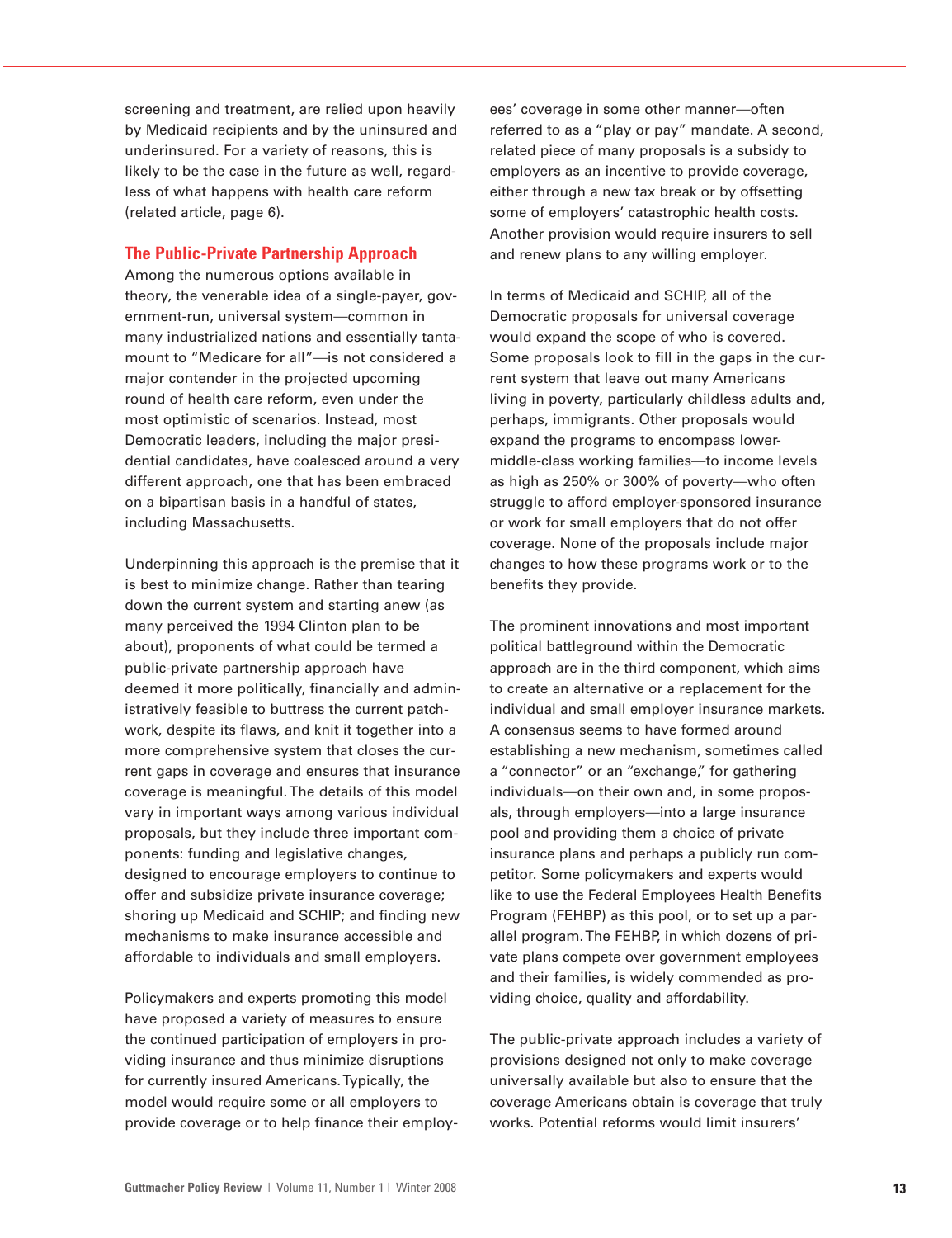screening and treatment, are relied upon heavily by Medicaid recipients and by the uninsured and underinsured. For a variety of reasons, this is likely to be the case in the future as well, regardless of what happens with health care reform (related article, page 6).

## The Public-Private Partnership Approach

Among the numerous options available in theory, the venerable idea of a single-payer, government-run, universal system—common in many industrialized nations and essentially tantamount to "Medicare for all"—is not considered a major contender in the projected upcoming round of health care reform, even under the most optimistic of scenarios. Instead, most Democratic leaders, including the major presidential candidates, have coalesced around a very different approach, one that has been embraced on a bipartisan basis in a handful of states, including Massachusetts.

Underpinning this approach is the premise that it is best to minimize change. Rather than tearing down the current system and starting anew (as many perceived the 1994 Clinton plan to be about), proponents of what could be termed a public-private partnership approach have deemed it more politically, financially and administratively feasible to buttress the current patchwork, despite its flaws, and knit it together into a more comprehensive system that closes the current gaps in coverage and ensures that insurance coverage is meaningful. The details of this model vary in important ways among various individual proposals, but they include three important components: funding and legislative changes, designed to encourage employers to continue to offer and subsidize private insurance coverage; shoring up Medicaid and SCHIP; and finding new mechanisms to make insurance accessible and affordable to individuals and small employers.

Policymakers and experts promoting this model have proposed a variety of measures to ensure the continued participation of employers in providing insurance and thus minimize disruptions for currently insured Americans. Typically, the model would require some or all employers to provide coverage or to help finance their employees' coverage in some other manner—often referred to as a "play or pay" mandate. A second, related piece of many proposals is a subsidy to employers as an incentive to provide coverage, either through a new tax break or by offsetting some of employers' catastrophic health costs. Another provision would require insurers to sell and renew plans to any willing employer.

In terms of Medicaid and SCHIP, all of the Democratic proposals for universal coverage would expand the scope of who is covered. Some proposals look to fill in the gaps in the current system that leave out many Americans living in poverty, particularly childless adults and, perhaps, immigrants. Other proposals would expand the programs to encompass lower-middle-class working families—to income levels as high as 250% or 300% of poverty—who often struggle to afford employer-sponsored insurance or work for small employers that do not offer coverage. None of the proposals include major changes to how these programs work or to the benefits they provide.

The prominent innovations and most important political battleground within the Democratic approach are in the third component, which aims to create an alternative or a replacement for the individual and small employer insurance markets. A consensus seems to have formed around establishing a new mechanism, sometimes called a "connector" or an "exchange," for gathering individuals—on their own and, in some proposals, through employers—into a large insurance pool and providing them a choice of private insurance plans and perhaps a publicly run competitor. Some policymakers and experts would like to use the Federal Employees Health Benefits Program (FEHBP) as this pool, or to set up a parallel program. The FEHBP, in which dozens of private plans compete over government employees and their families, is widely commended as providing choice, quality and affordability.

The public-private approach includes a variety of provisions designed not only to make coverage universally available but also to ensure that the coverage Americans obtain is coverage that truly works. Potential reforms would limit insurers'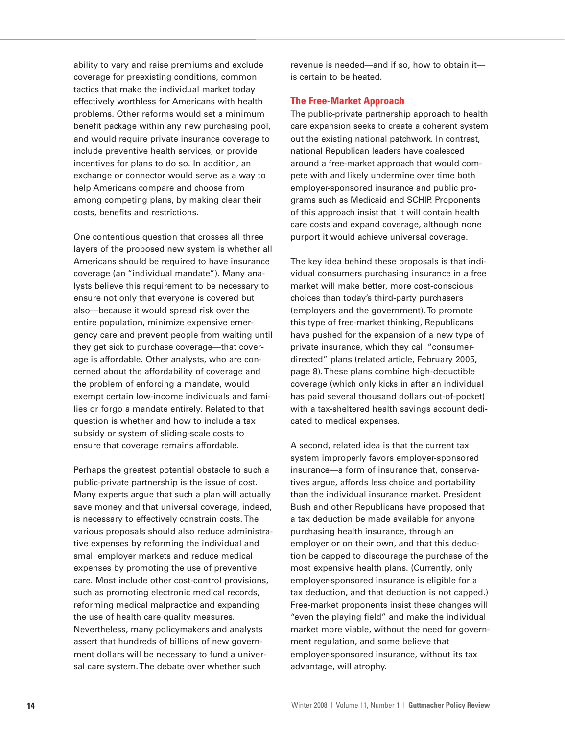ability to vary and raise premiums and exclude coverage for preexisting conditions, common tactics that make the individual market today effectively worthless for Americans with health problems. Other reforms would set a minimum benefit package within any new purchasing pool, and would require private insurance coverage to include preventive health services, or provide incentives for plans to do so. In addition, an exchange or connector would serve as a way to help Americans compare and choose from among competing plans, by making clear their costs, benefits and restrictions.

One contentious question that crosses all three layers of the proposed new system is whether all Americans should be required to have insurance coverage (an "individual mandate"). Many analysts believe this requirement to be necessary to ensure not only that everyone is covered but also—because it would spread risk over the entire population, minimize expensive emergency care and prevent people from waiting until they get sick to purchase coverage—that coverage is affordable. Other analysts, who are concerned about the affordability of coverage and the problem of enforcing a mandate, would exempt certain low-income individuals and families or forgo a mandate entirely. Related to that question is whether and how to include a tax subsidy or system of sliding-scale costs to ensure that coverage remains affordable.

Perhaps the greatest potential obstacle to such a public-private partnership is the issue of cost. Many experts argue that such a plan will actually save money and that universal coverage, indeed, is necessary to effectively constrain costs. The various proposals should also reduce administrative expenses by reforming the individual and small employer markets and reduce medical expenses by promoting the use of preventive care. Most include other cost-control provisions, such as promoting electronic medical records, reforming medical malpractice and expanding the use of health care quality measures. Nevertheless, many policymakers and analysts assert that hundreds of billions of new government dollars will be necessary to fund a universal care system. The debate over whether such revenue is needed—and if so, how to obtain it—is certain to be heated.

## The Free-Market Approach

The public-private partnership approach to health care expansion seeks to create a coherent system out the existing national patchwork. In contrast, national Republican leaders have coalesced around a free-market approach that would compete with and likely undermine over time both employer-sponsored insurance and public programs such as Medicaid and SCHIP. Proponents of this approach insist that it will contain health care costs and expand coverage, although none purport it would achieve universal coverage.

The key idea behind these proposals is that individual consumers purchasing insurance in a free market will make better, more cost-conscious choices than today's third-party purchasers (employers and the government). To promote this type of free-market thinking, Republicans have pushed for the expansion of a new type of private insurance, which they call "consumer-directed" plans (related article, February 2005, page 8). These plans combine high-deductible coverage (which only kicks in after an individual has paid several thousand dollars out-of-pocket) with a tax-sheltered health savings account dedicated to medical expenses.

A second, related idea is that the current tax system improperly favors employer-sponsored insurance—a form of insurance that, conservatives argue, affords less choice and portability than the individual insurance market. President Bush and other Republicans have proposed that a tax deduction be made available for anyone purchasing health insurance, through an employer or on their own, and that this deduction be capped to discourage the purchase of the most expensive health plans. (Currently, only employer-sponsored insurance is eligible for a tax deduction, and that deduction is not capped.) Free-market proponents insist these changes will "even the playing field" and make the individual market more viable, without the need for government regulation, and some believe that employer-sponsored insurance, without its tax advantage, will atrophy.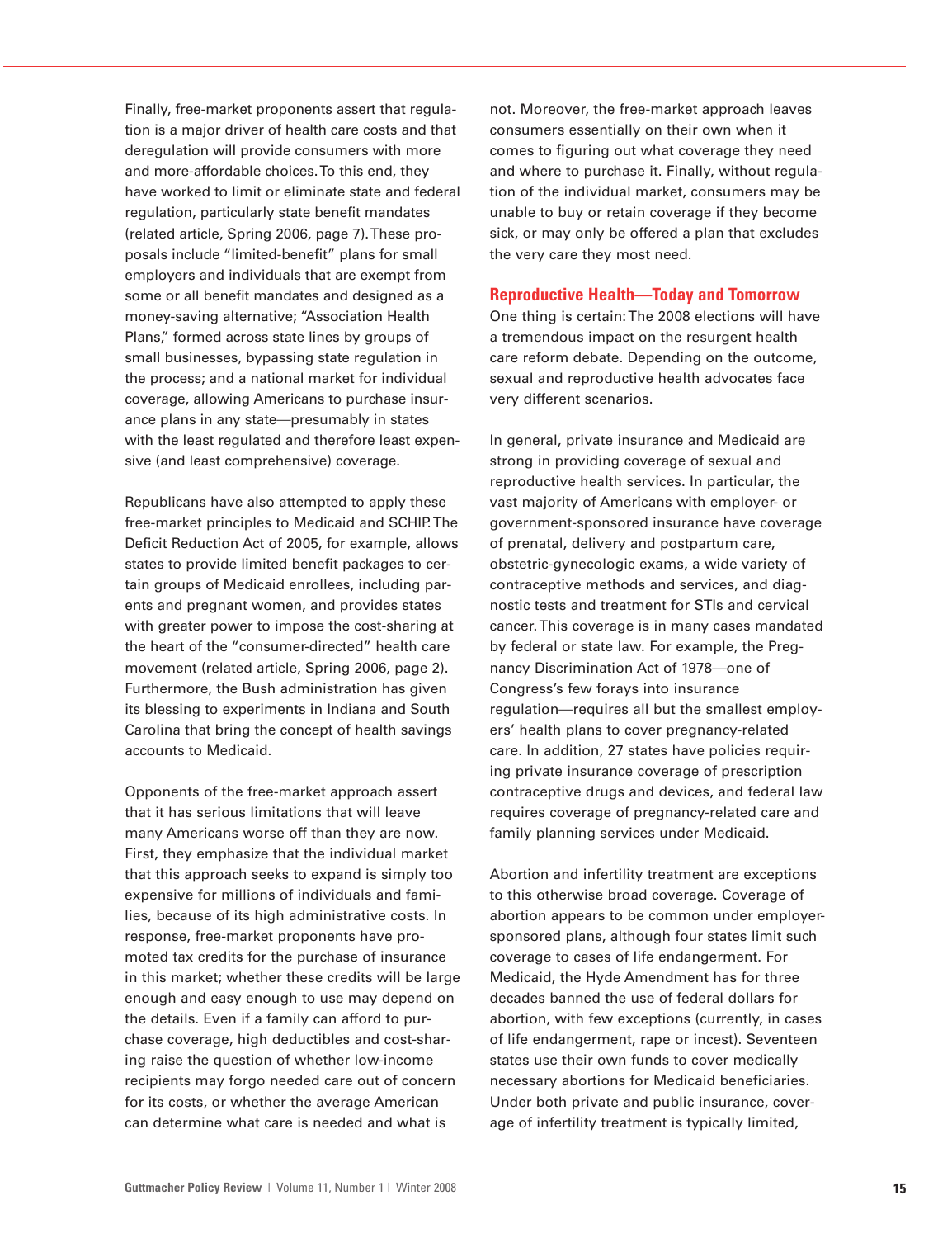Finally, free-market proponents assert that regulation is a major driver of health care costs and that deregulation will provide consumers with more and more-affordable choices. To this end, they have worked to limit or eliminate state and federal regulation, particularly state benefit mandates (related article, Spring 2006, page 7). These proposals include "limited-benefit" plans for small employers and individuals that are exempt from some or all benefit mandates and designed as a money-saving alternative; "Association Health Plans," formed across state lines by groups of small businesses, bypassing state regulation in the process; and a national market for individual coverage, allowing Americans to purchase insurance plans in any state—presumably in states with the least regulated and therefore least expensive (and least comprehensive) coverage.

Republicans have also attempted to apply these free-market principles to Medicaid and SCHIP. The Deficit Reduction Act of 2005, for example, allows states to provide limited benefit packages to certain groups of Medicaid enrollees, including parents and pregnant women, and provides states with greater power to impose the cost-sharing at the heart of the "consumer-directed" health care movement (related article, Spring 2006, page 2). Furthermore, the Bush administration has given its blessing to experiments in Indiana and South Carolina that bring the concept of health savings accounts to Medicaid.

Opponents of the free-market approach assert that it has serious limitations that will leave many Americans worse off than they are now. First, they emphasize that the individual market that this approach seeks to expand is simply too expensive for millions of individuals and families, because of its high administrative costs. In response, free-market proponents have promoted tax credits for the purchase of insurance in this market; whether these credits will be large enough and easy enough to use may depend on the details. Even if a family can afford to purchase coverage, high deductibles and cost-sharing raise the question of whether low-income recipients may forgo needed care out of concern for its costs, or whether the average American can determine what care is needed and what is not. Moreover, the free-market approach leaves consumers essentially on their own when it comes to figuring out what coverage they need and where to purchase it. Finally, without regulation of the individual market, consumers may be unable to buy or retain coverage if they become sick, or may only be offered a plan that excludes the very care they most need.

## Reproductive Health—Today and Tomorrow

One thing is certain: The 2008 elections will have a tremendous impact on the resurgent health care reform debate. Depending on the outcome, sexual and reproductive health advocates face very different scenarios.

In general, private insurance and Medicaid are strong in providing coverage of sexual and reproductive health services. In particular, the vast majority of Americans with employer- or government-sponsored insurance have coverage of prenatal, delivery and postpartum care, obstetric-gynecologic exams, a wide variety of contraceptive methods and services, and diagnostic tests and treatment for STIs and cervical cancer. This coverage is in many cases mandated by federal or state law. For example, the Pregnancy Discrimination Act of 1978—one of Congress's few forays into insurance regulation—requires all but the smallest employers' health plans to cover pregnancy-related care. In addition, 27 states have policies requiring private insurance coverage of prescription contraceptive drugs and devices, and federal law requires coverage of pregnancy-related care and family planning services under Medicaid.

Abortion and infertility treatment are exceptions to this otherwise broad coverage. Coverage of abortion appears to be common under employer-sponsored plans, although four states limit such coverage to cases of life endangerment. For Medicaid, the Hyde Amendment has for three decades banned the use of federal dollars for abortion, with few exceptions (currently, in cases of life endangerment, rape or incest). Seventeen states use their own funds to cover medically necessary abortions for Medicaid beneficiaries. Under both private and public insurance, coverage of infertility treatment is typically limited,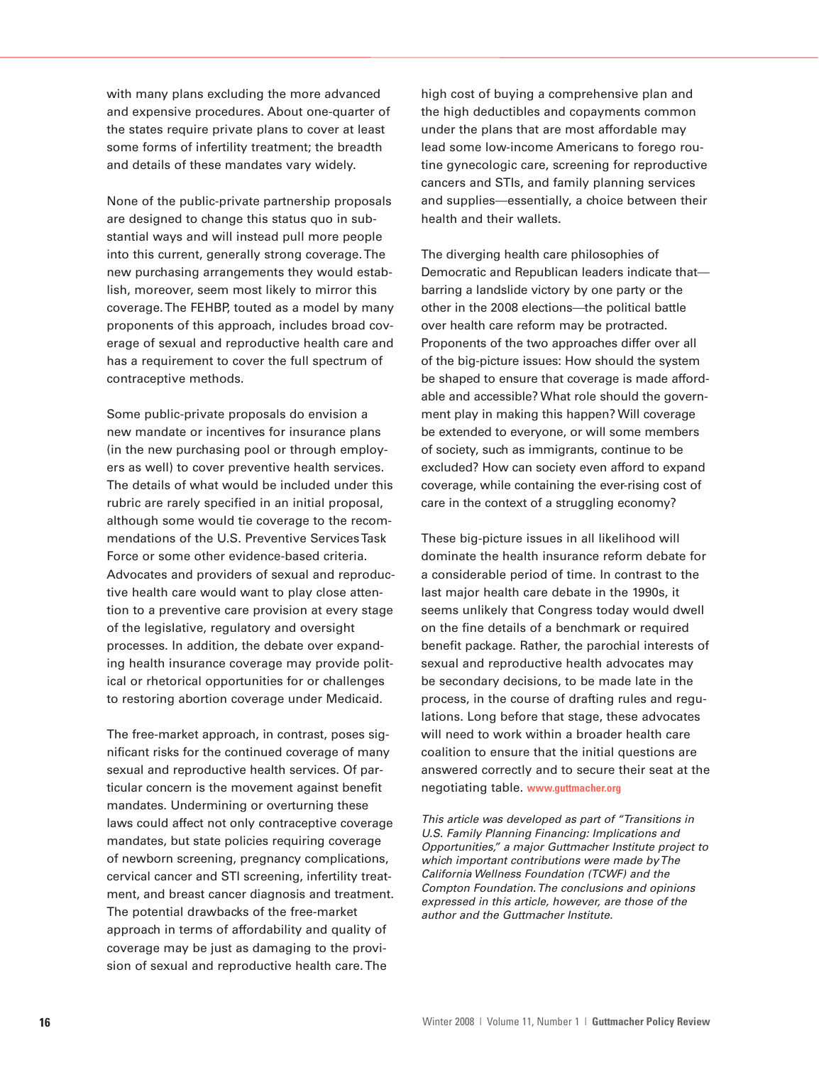with many plans excluding the more advanced and expensive procedures. About one-quarter of the states require private plans to cover at least some forms of infertility treatment; the breadth and details of these mandates vary widely.

None of the public-private partnership proposals are designed to change this status quo in substantial ways and will instead pull more people into this current, generally strong coverage. The new purchasing arrangements they would establish, moreover, seem most likely to mirror this coverage. The FEHBP, touted as a model by many proponents of this approach, includes broad coverage of sexual and reproductive health care and has a requirement to cover the full spectrum of contraceptive methods.

Some public-private proposals do envision a new mandate or incentives for insurance plans (in the new purchasing pool or through employers as well) to cover preventive health services. The details of what would be included under this rubric are rarely specified in an initial proposal, although some would tie coverage to the recommendations of the U.S. Preventive Services Task Force or some other evidence-based criteria. Advocates and providers of sexual and reproductive health care would want to play close attention to a preventive care provision at every stage of the legislative, regulatory and oversight processes. In addition, the debate over expanding health insurance coverage may provide political or rhetorical opportunities for or challenges to restoring abortion coverage under Medicaid.

The free-market approach, in contrast, poses significant risks for the continued coverage of many sexual and reproductive health services. Of particular concern is the movement against benefit mandates. Undermining or overturning these laws could affect not only contraceptive coverage mandates, but state policies requiring coverage of newborn screening, pregnancy complications, cervical cancer and STI screening, infertility treatment, and breast cancer diagnosis and treatment. The potential drawbacks of the free-market approach in terms of affordability and quality of coverage may be just as damaging to the provision of sexual and reproductive health care. The high cost of buying a comprehensive plan and the high deductibles and copayments common under the plans that are most affordable may lead some low-income Americans to forego routine gynecologic care, screening for reproductive cancers and STIs, and family planning services and supplies—essentially, a choice between their health and their wallets.

The diverging health care philosophies of Democratic and Republican leaders indicate that—barring a landslide victory by one party or the other in the 2008 elections—the political battle over health care reform may be protracted. Proponents of the two approaches differ over all of the big-picture issues: How should the system be shaped to ensure that coverage is made affordable and accessible? What role should the government play in making this happen? Will coverage be extended to everyone, or will some members of society, such as immigrants, continue to be excluded? How can society even afford to expand coverage, while containing the ever-rising cost of care in the context of a struggling economy?

These big-picture issues in all likelihood will dominate the health insurance reform debate for a considerable period of time. In contrast to the last major health care debate in the 1990s, it seems unlikely that Congress today would dwell on the fine details of a benchmark or required benefit package. Rather, the parochial interests of sexual and reproductive health advocates may be secondary decisions, to be made late in the process, in the course of drafting rules and regulations. Long before that stage, these advocates will need to work within a broader health care coalition to ensure that the initial questions are answered correctly and to secure their seat at the negotiating table. **www.guttmacher.org**

*This article was developed as part of "Transitions in U.S. Family Planning Financing: Implications and Opportunities," a major Guttmacher Institute project to which important contributions were made by The California Wellness Foundation (TCWF) and the Compton Foundation. The conclusions and opinions expressed in this article, however, are those of the author and the Guttmacher Institute.*